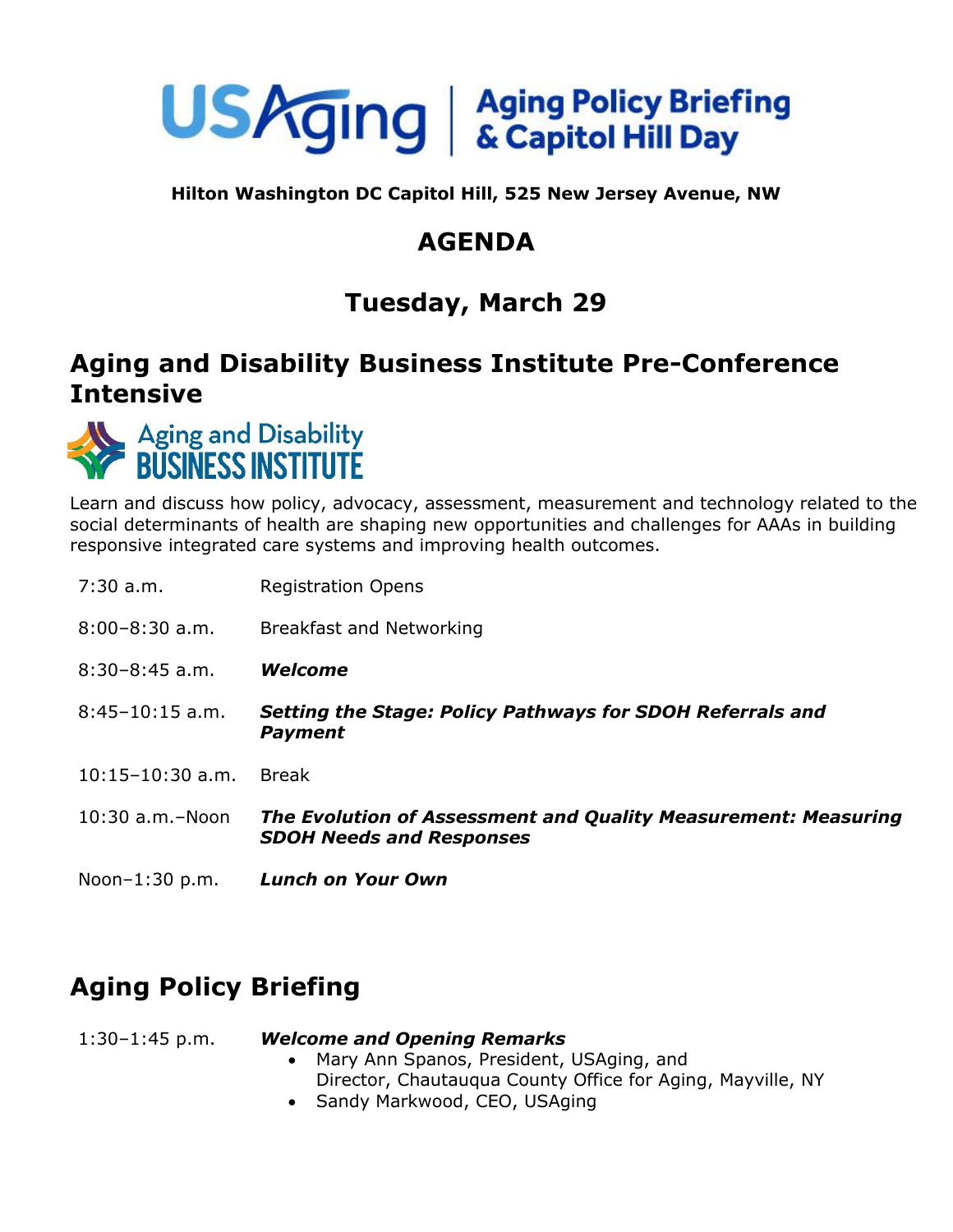# USAging | Aging Policy Briefing & Capitol Hill Day

**Hilton Washington DC Capitol Hill, 525 New Jersey Avenue, NW**

## AGENDA

## Tuesday, March 29

## Aging and Disability Business Institute Pre-Conference Intensive

Aging and Disability BUSINESS INSTITUTE

Learn and discuss how policy, advocacy, assessment, measurement and technology related to the social determinants of health are shaping new opportunities and challenges for AAAs in building responsive integrated care systems and improving health outcomes.

| | |
|---|---|
| 7:30 a.m. | Registration Opens |
| 8:00–8:30 a.m. | Breakfast and Networking |
| 8:30–8:45 a.m. | ***Welcome*** |
| 8:45–10:15 a.m. | ***Setting the Stage: Policy Pathways for SDOH Referrals and Payment*** |
| 10:15–10:30 a.m. | Break |
| 10:30 a.m.–Noon | ***The Evolution of Assessment and Quality Measurement: Measuring SDOH Needs and Responses*** |
| Noon–1:30 p.m. | ***Lunch on Your Own*** |

## Aging Policy Briefing

1:30–1:45 p.m. ***Welcome and Opening Remarks***

- Mary Ann Spanos, President, USAging, and Director, Chautauqua County Office for Aging, Mayville, NY
- Sandy Markwood, CEO, USAging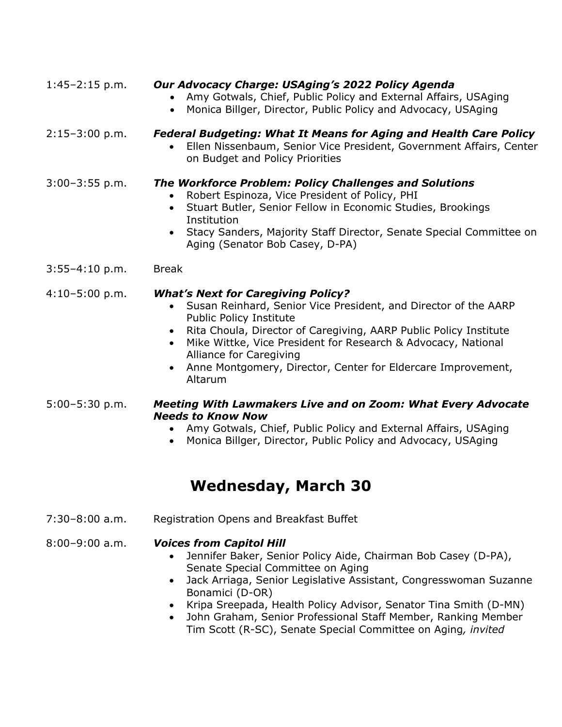1:45–2:15 p.m. ***Our Advocacy Charge: USAging's 2022 Policy Agenda***

- Amy Gotwals, Chief, Public Policy and External Affairs, USAging
- Monica Billger, Director, Public Policy and Advocacy, USAging

2:15–3:00 p.m. ***Federal Budgeting: What It Means for Aging and Health Care Policy***

- Ellen Nissenbaum, Senior Vice President, Government Affairs, Center on Budget and Policy Priorities

3:00–3:55 p.m. ***The Workforce Problem: Policy Challenges and Solutions***

- Robert Espinoza, Vice President of Policy, PHI
- Stuart Butler, Senior Fellow in Economic Studies, Brookings Institution
- Stacy Sanders, Majority Staff Director, Senate Special Committee on Aging (Senator Bob Casey, D-PA)

3:55–4:10 p.m. Break

4:10–5:00 p.m. ***What's Next for Caregiving Policy?***

- Susan Reinhard, Senior Vice President, and Director of the AARP Public Policy Institute
- Rita Choula, Director of Caregiving, AARP Public Policy Institute
- Mike Wittke, Vice President for Research & Advocacy, National Alliance for Caregiving
- Anne Montgomery, Director, Center for Eldercare Improvement, Altarum

5:00–5:30 p.m. ***Meeting With Lawmakers Live and on Zoom: What Every Advocate Needs to Know Now***

- Amy Gotwals, Chief, Public Policy and External Affairs, USAging
- Monica Billger, Director, Public Policy and Advocacy, USAging

## Wednesday, March 30

7:30–8:00 a.m. Registration Opens and Breakfast Buffet

8:00–9:00 a.m. ***Voices from Capitol Hill***

- Jennifer Baker, Senior Policy Aide, Chairman Bob Casey (D-PA), Senate Special Committee on Aging
- Jack Arriaga, Senior Legislative Assistant, Congresswoman Suzanne Bonamici (D-OR)
- Kripa Sreepada, Health Policy Advisor, Senator Tina Smith (D-MN)
- John Graham, Senior Professional Staff Member, Ranking Member Tim Scott (R-SC), Senate Special Committee on Aging*, invited*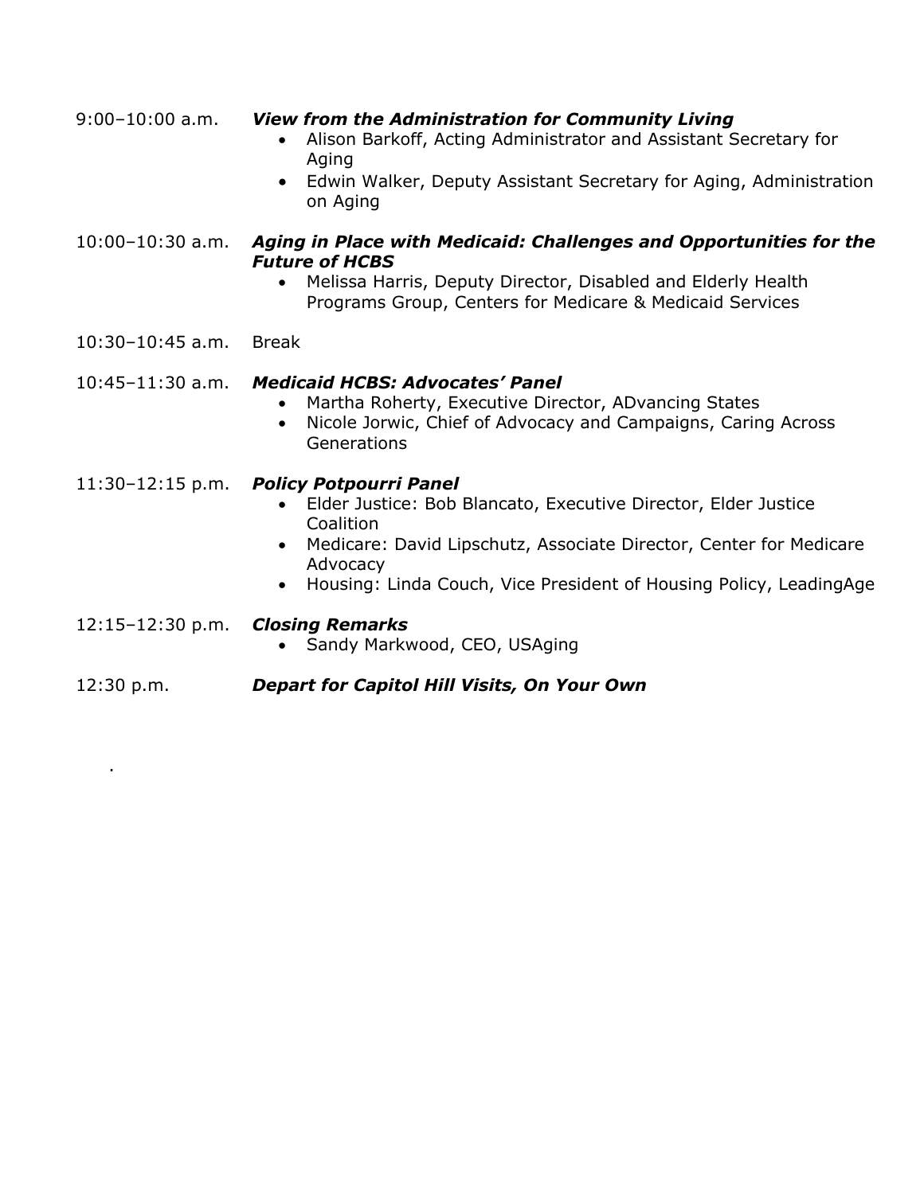9:00–10:00 a.m. ***View from the Administration for Community Living***

- Alison Barkoff, Acting Administrator and Assistant Secretary for Aging
- Edwin Walker, Deputy Assistant Secretary for Aging, Administration on Aging

10:00–10:30 a.m. ***Aging in Place with Medicaid: Challenges and Opportunities for the Future of HCBS***

- Melissa Harris, Deputy Director, Disabled and Elderly Health Programs Group, Centers for Medicare & Medicaid Services

10:30–10:45 a.m. Break

10:45–11:30 a.m. ***Medicaid HCBS: Advocates' Panel***

- Martha Roherty, Executive Director, ADvancing States
- Nicole Jorwic, Chief of Advocacy and Campaigns, Caring Across Generations

11:30–12:15 p.m. ***Policy Potpourri Panel***

- Elder Justice: Bob Blancato, Executive Director, Elder Justice Coalition
- Medicare: David Lipschutz, Associate Director, Center for Medicare Advocacy
- Housing: Linda Couch, Vice President of Housing Policy, LeadingAge

12:15–12:30 p.m. ***Closing Remarks***

- Sandy Markwood, CEO, USAging

12:30 p.m. ***Depart for Capitol Hill Visits, On Your Own***